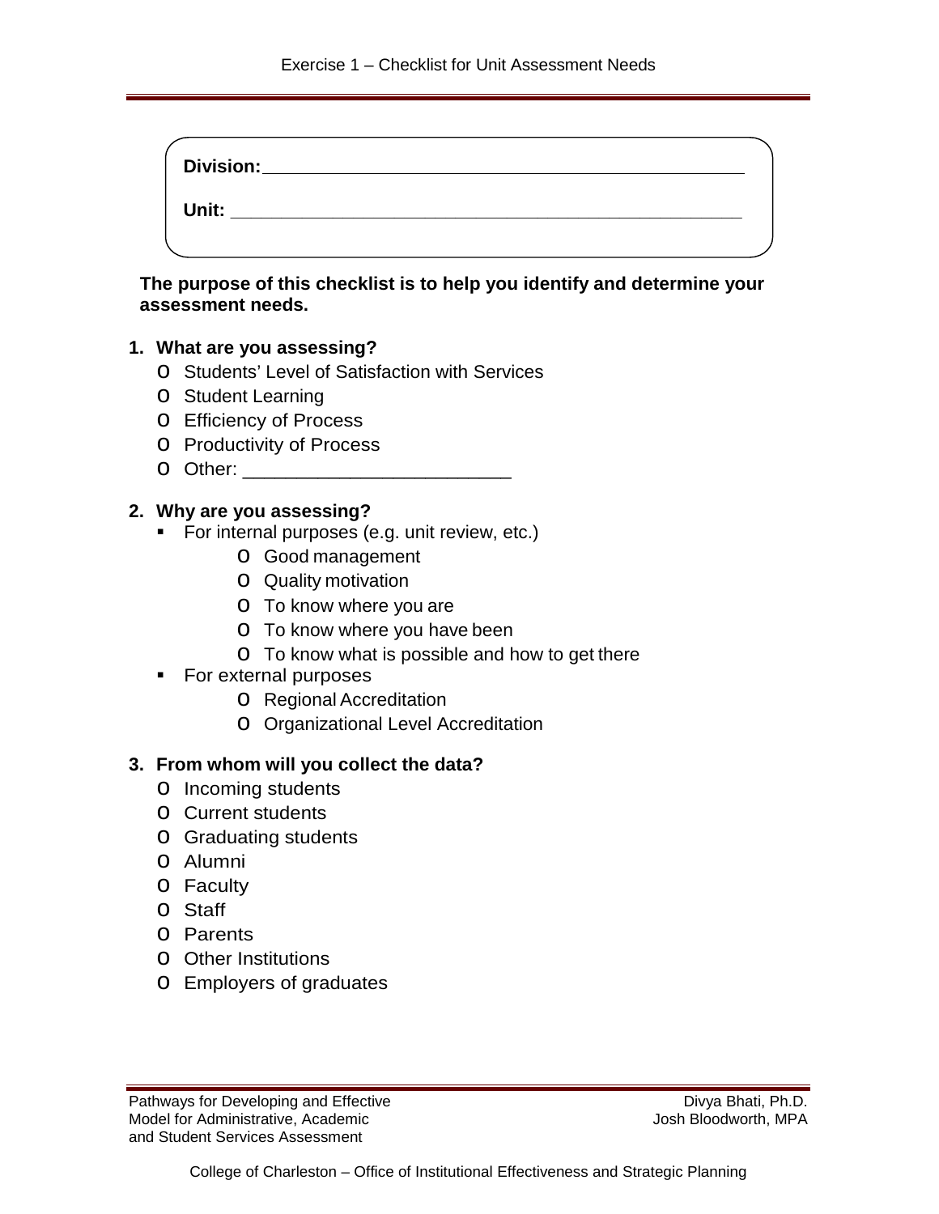# Exercise 1 – Checklist for Unit Assessment Needs

**Division:** ______________________________________________

**Unit:** ______________________________________________

**The purpose of this checklist is to help you identify and determine your assessment needs.**

1. **What are you assessing?**
   - Students' Level of Satisfaction with Services
   - Student Learning
   - Efficiency of Process
   - Productivity of Process
   - Other: _________________________

2. **Why are you assessing?**
   - For internal purposes (e.g. unit review, etc.)
     - Good management
     - Quality motivation
     - To know where you are
     - To know where you have been
     - To know what is possible and how to get there
   - For external purposes
     - Regional Accreditation
     - Organizational Level Accreditation

3. **From whom will you collect the data?**
   - Incoming students
   - Current students
   - Graduating students
   - Alumni
   - Faculty
   - Staff
   - Parents
   - Other Institutions
   - Employers of graduates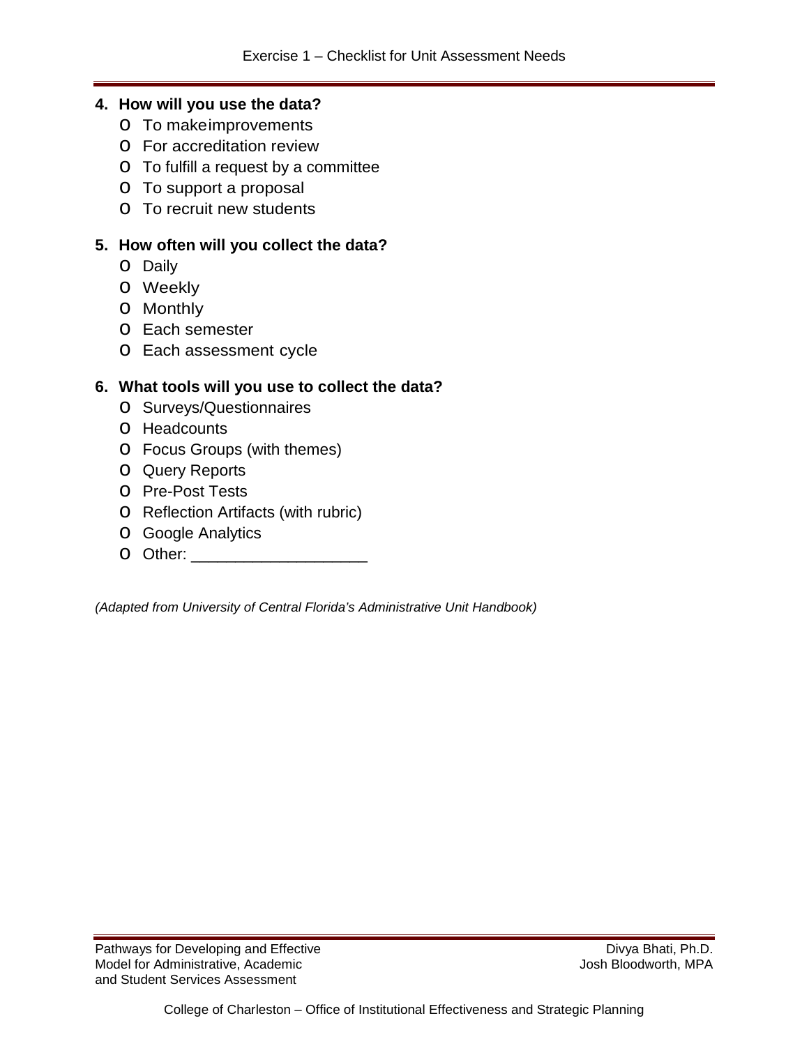**4. How will you use the data?**

- To make improvements
- For accreditation review
- To fulfill a request by a committee
- To support a proposal
- To recruit new students

**5. How often will you collect the data?**

- Daily
- Weekly
- Monthly
- Each semester
- Each assessment cycle

**6. What tools will you use to collect the data?**

- Surveys/Questionnaires
- Headcounts
- Focus Groups (with themes)
- Query Reports
- Pre-Post Tests
- Reflection Artifacts (with rubric)
- Google Analytics
- Other: ___________________

*(Adapted from University of Central Florida's Administrative Unit Handbook)*